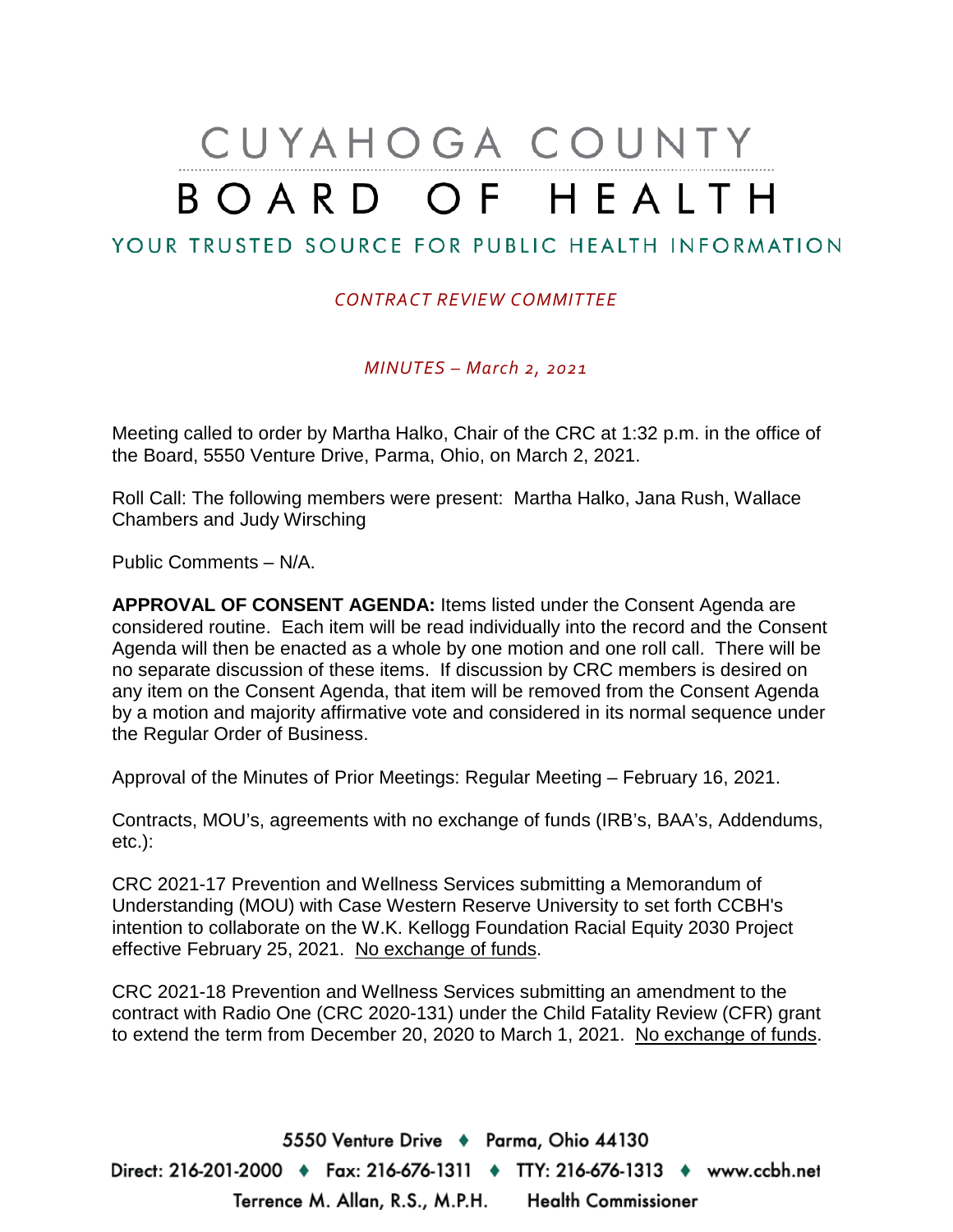# CUYAHOGA COUNTY
# BOARD OF HEALTH

YOUR TRUSTED SOURCE FOR PUBLIC HEALTH INFORMATION

*CONTRACT REVIEW COMMITTEE*

*MINUTES – March 2, 2021*

Meeting called to order by Martha Halko, Chair of the CRC at 1:32 p.m. in the office of the Board, 5550 Venture Drive, Parma, Ohio, on March 2, 2021.

Roll Call: The following members were present: Martha Halko, Jana Rush, Wallace Chambers and Judy Wirsching

Public Comments – N/A.

**APPROVAL OF CONSENT AGENDA:** Items listed under the Consent Agenda are considered routine. Each item will be read individually into the record and the Consent Agenda will then be enacted as a whole by one motion and one roll call. There will be no separate discussion of these items. If discussion by CRC members is desired on any item on the Consent Agenda, that item will be removed from the Consent Agenda by a motion and majority affirmative vote and considered in its normal sequence under the Regular Order of Business.

Approval of the Minutes of Prior Meetings: Regular Meeting – February 16, 2021.

Contracts, MOU's, agreements with no exchange of funds (IRB's, BAA's, Addendums, etc.):

CRC 2021-17 Prevention and Wellness Services submitting a Memorandum of Understanding (MOU) with Case Western Reserve University to set forth CCBH's intention to collaborate on the W.K. Kellogg Foundation Racial Equity 2030 Project effective February 25, 2021. No exchange of funds.

CRC 2021-18 Prevention and Wellness Services submitting an amendment to the contract with Radio One (CRC 2020-131) under the Child Fatality Review (CFR) grant to extend the term from December 20, 2020 to March 1, 2021. No exchange of funds.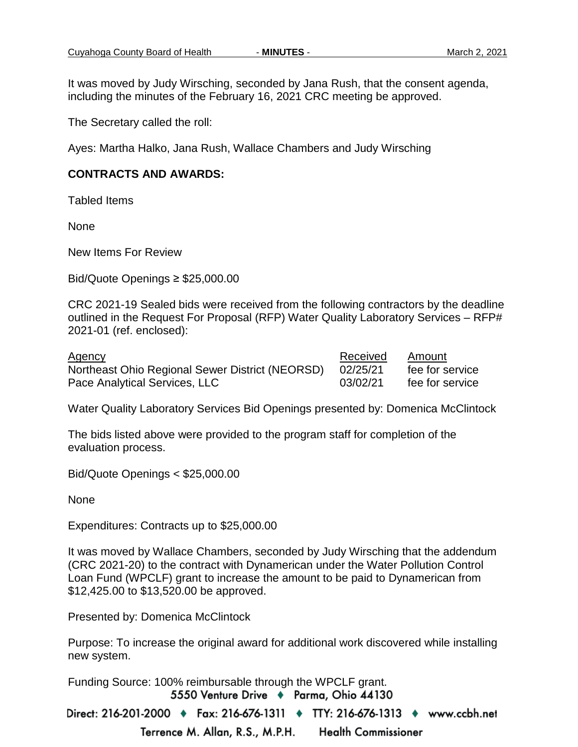It was moved by Judy Wirsching, seconded by Jana Rush, that the consent agenda, including the minutes of the February 16, 2021 CRC meeting be approved.

The Secretary called the roll:

Ayes: Martha Halko, Jana Rush, Wallace Chambers and Judy Wirsching

**CONTRACTS AND AWARDS:**

Tabled Items

None

New Items For Review

Bid/Quote Openings ≥ $25,000.00

CRC 2021-19 Sealed bids were received from the following contractors by the deadline outlined in the Request For Proposal (RFP) Water Quality Laboratory Services – RFP# 2021-01 (ref. enclosed):

| Agency | Received | Amount |
|---|---|---|
| Northeast Ohio Regional Sewer District (NEORSD) | 02/25/21 | fee for service |
| Pace Analytical Services, LLC | 03/02/21 | fee for service |

Water Quality Laboratory Services Bid Openings presented by: Domenica McClintock

The bids listed above were provided to the program staff for completion of the evaluation process.

Bid/Quote Openings < $25,000.00

None

Expenditures: Contracts up to $25,000.00

It was moved by Wallace Chambers, seconded by Judy Wirsching that the addendum (CRC 2021-20) to the contract with Dynamerican under the Water Pollution Control Loan Fund (WPCLF) grant to increase the amount to be paid to Dynamerican from $12,425.00 to $13,520.00 be approved.

Presented by: Domenica McClintock

Purpose: To increase the original award for additional work discovered while installing new system.

Funding Source: 100% reimbursable through the WPCLF grant.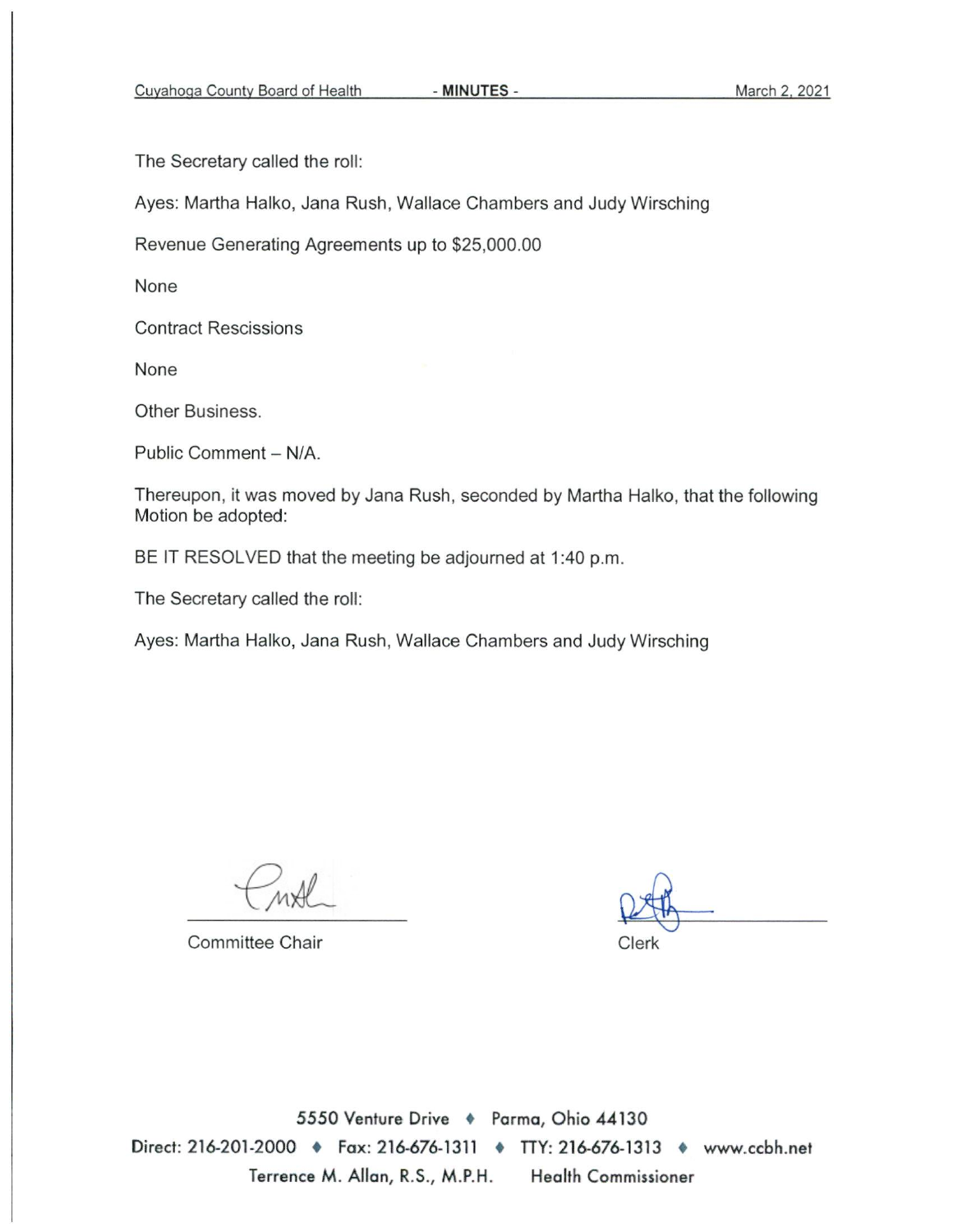The Secretary called the roll:

Ayes: Martha Halko, Jana Rush, Wallace Chambers and Judy Wirsching

Revenue Generating Agreements up to $25,000.00

None

Contract Rescissions

None

Other Business.

Public Comment – N/A.

Thereupon, it was moved by Jana Rush, seconded by Martha Halko, that the following Motion be adopted:

BE IT RESOLVED that the meeting be adjourned at 1:40 p.m.

The Secretary called the roll:

Ayes: Martha Halko, Jana Rush, Wallace Chambers and Judy Wirsching

Committee Chair

Clerk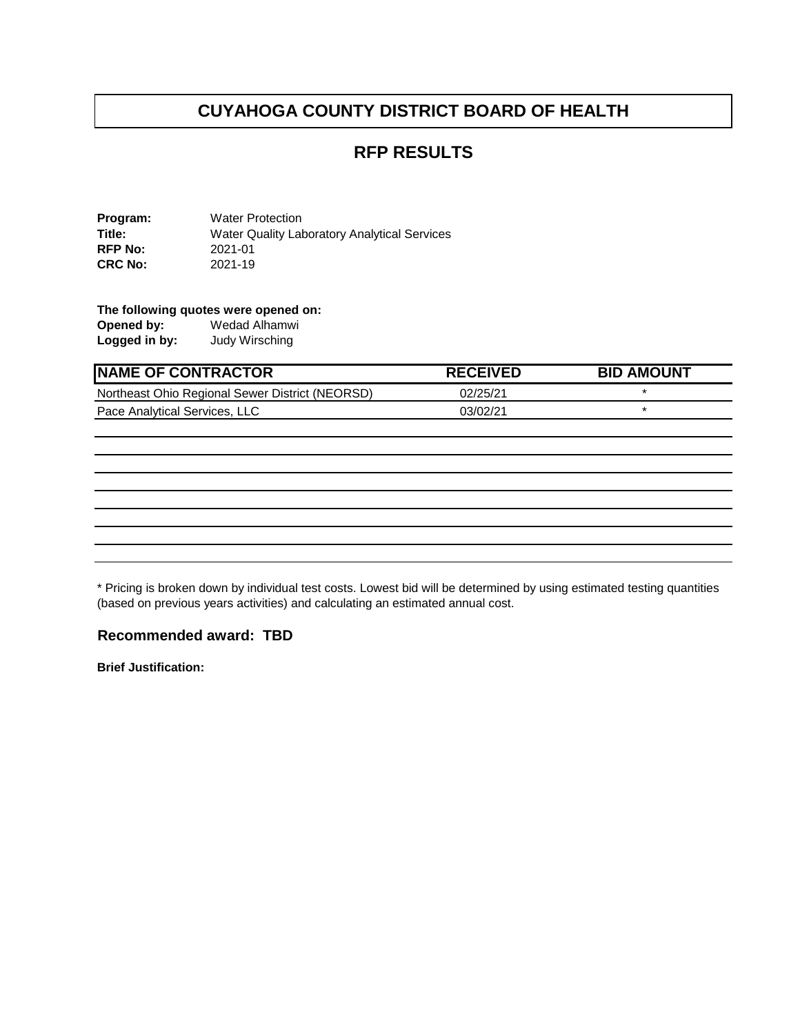# CUYAHOGA COUNTY DISTRICT BOARD OF HEALTH

## RFP RESULTS

**Program:** Water Protection
**Title:** Water Quality Laboratory Analytical Services
**RFP No:** 2021-01
**CRC No:** 2021-19

**The following quotes were opened on:**
**Opened by:** Wedad Alhamwi
**Logged in by:** Judy Wirsching

| NAME OF CONTRACTOR | RECEIVED | BID AMOUNT |
|---|---|---|
| Northeast Ohio Regional Sewer District (NEORSD) | 02/25/21 | * |
| Pace Analytical Services, LLC | 03/02/21 | * |
| | | |
| | | |
| | | |
| | | |
| | | |
| | | |
| | | |

* Pricing is broken down by individual test costs. Lowest bid will be determined by using estimated testing quantities (based on previous years activities) and calculating an estimated annual cost.

### Recommended award: TBD

**Brief Justification:**